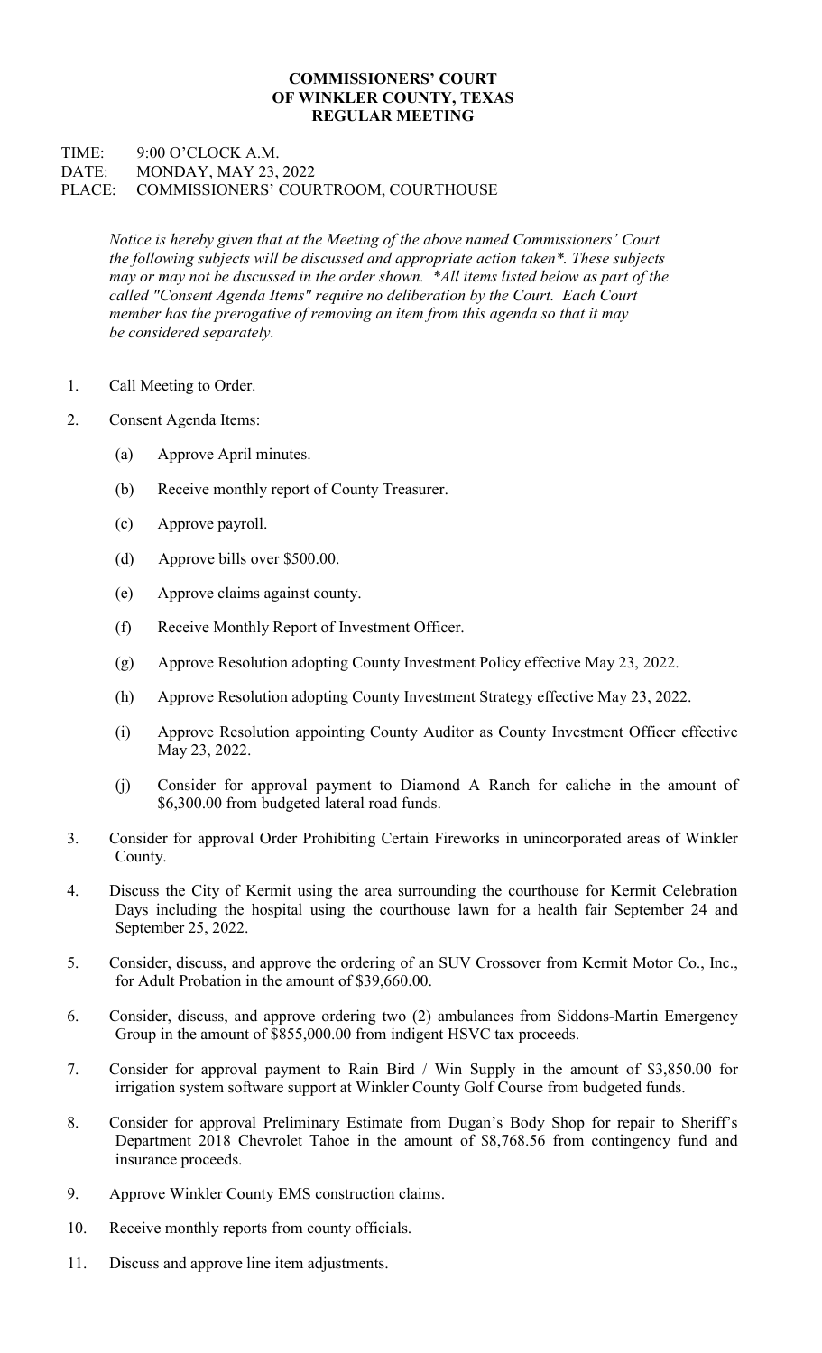**COMMISSIONERS' COURT**
**OF WINKLER COUNTY, TEXAS**
**REGULAR MEETING**

TIME: 9:00 O'CLOCK A.M.
DATE: MONDAY, MAY 23, 2022
PLACE: COMMISSIONERS' COURTROOM, COURTHOUSE

*Notice is hereby given that at the Meeting of the above named Commissioners' Court the following subjects will be discussed and appropriate action taken*. These subjects may or may not be discussed in the order shown. *All items listed below as part of the called "Consent Agenda Items" require no deliberation by the Court. Each Court member has the prerogative of removing an item from this agenda so that it may be considered separately.*

1. Call Meeting to Order.
2. Consent Agenda Items:
   - (a) Approve April minutes.
   - (b) Receive monthly report of County Treasurer.
   - (c) Approve payroll.
   - (d) Approve bills over $500.00.
   - (e) Approve claims against county.
   - (f) Receive Monthly Report of Investment Officer.
   - (g) Approve Resolution adopting County Investment Policy effective May 23, 2022.
   - (h) Approve Resolution adopting County Investment Strategy effective May 23, 2022.
   - (i) Approve Resolution appointing County Auditor as County Investment Officer effective May 23, 2022.
   - (j) Consider for approval payment to Diamond A Ranch for caliche in the amount of $6,300.00 from budgeted lateral road funds.
3. Consider for approval Order Prohibiting Certain Fireworks in unincorporated areas of Winkler County.
4. Discuss the City of Kermit using the area surrounding the courthouse for Kermit Celebration Days including the hospital using the courthouse lawn for a health fair September 24 and September 25, 2022.
5. Consider, discuss, and approve the ordering of an SUV Crossover from Kermit Motor Co., Inc., for Adult Probation in the amount of $39,660.00.
6. Consider, discuss, and approve ordering two (2) ambulances from Siddons-Martin Emergency Group in the amount of $855,000.00 from indigent HSVC tax proceeds.
7. Consider for approval payment to Rain Bird / Win Supply in the amount of $3,850.00 for irrigation system software support at Winkler County Golf Course from budgeted funds.
8. Consider for approval Preliminary Estimate from Dugan's Body Shop for repair to Sheriff's Department 2018 Chevrolet Tahoe in the amount of $8,768.56 from contingency fund and insurance proceeds.
9. Approve Winkler County EMS construction claims.
10. Receive monthly reports from county officials.
11. Discuss and approve line item adjustments.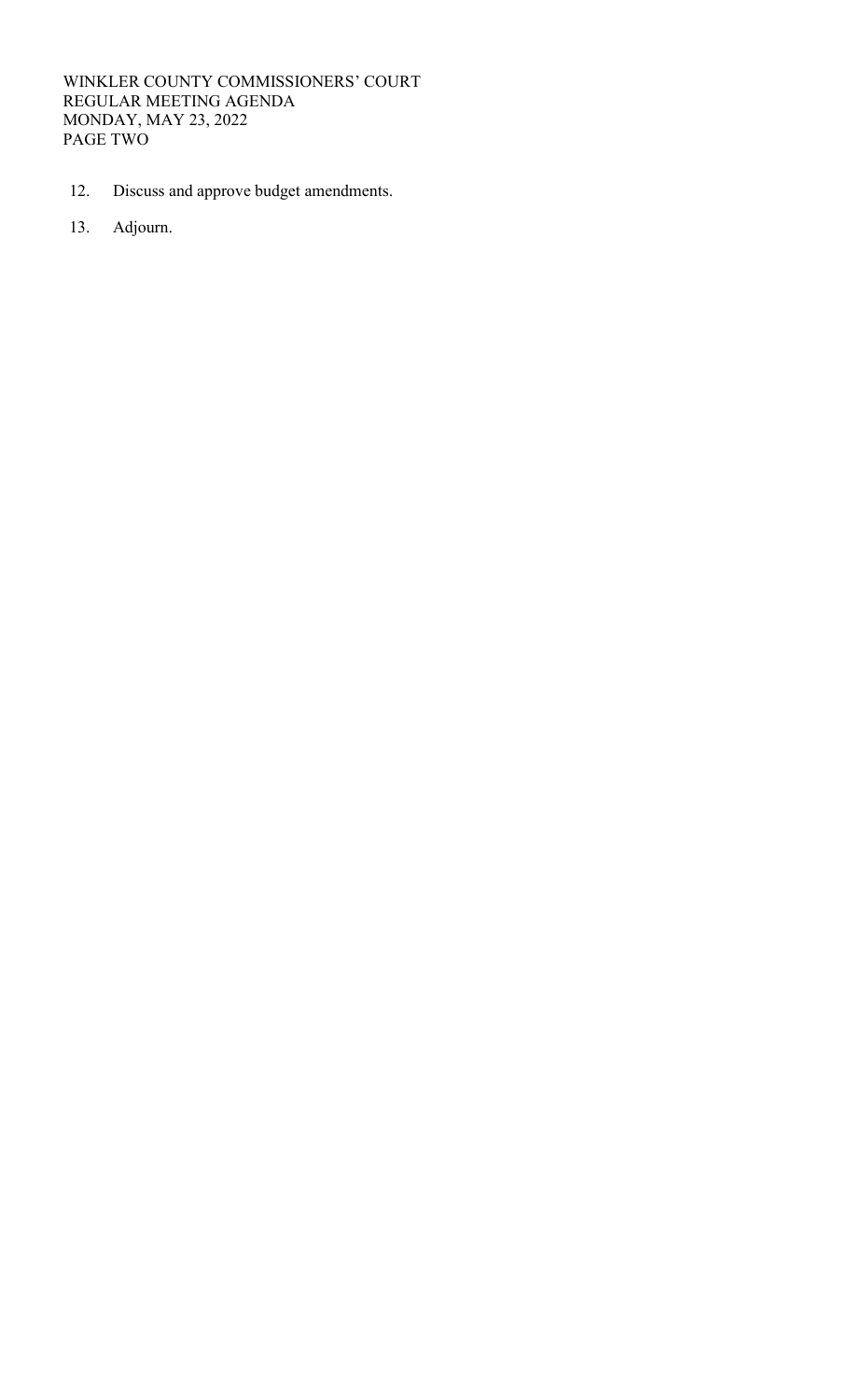12. Discuss and approve budget amendments.

13. Adjourn.